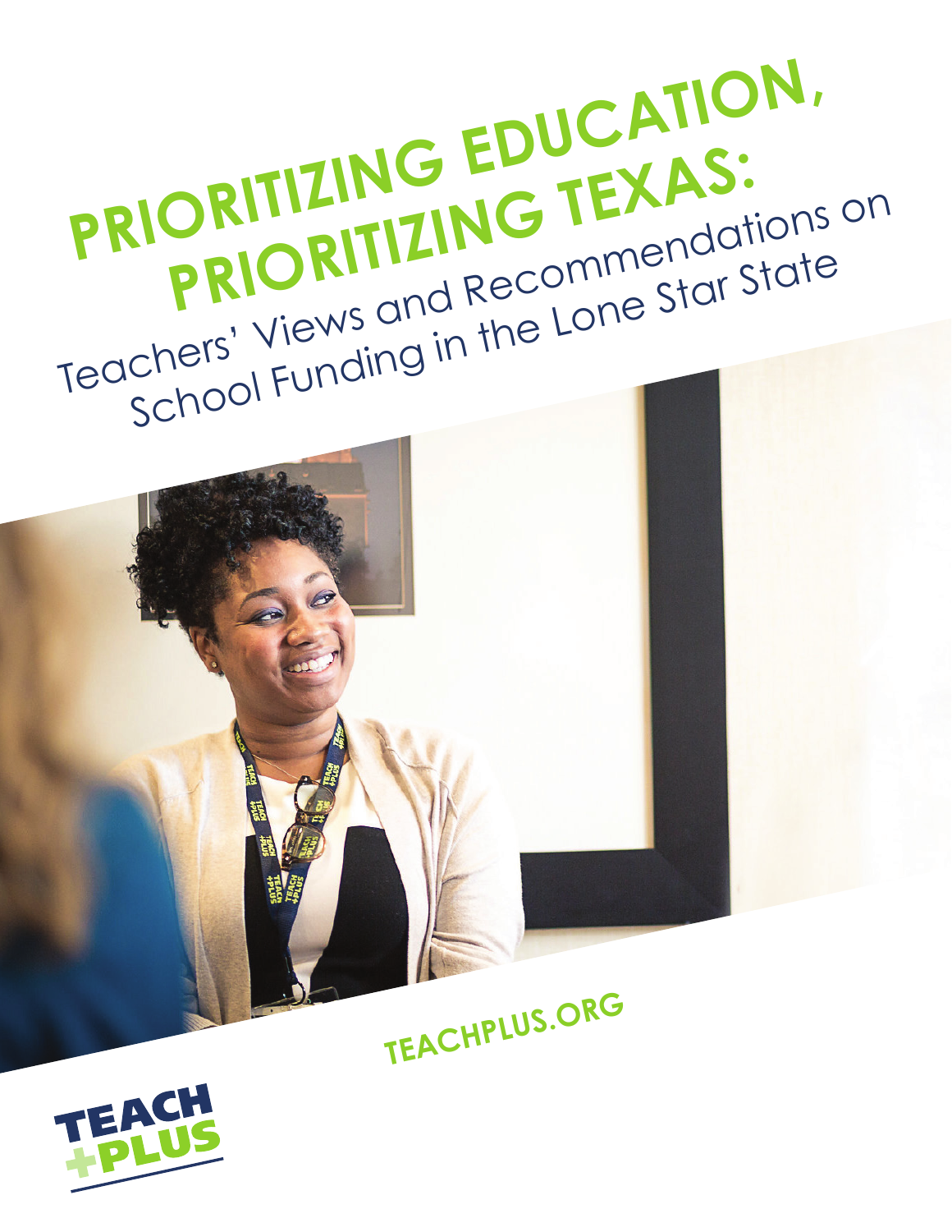# PRIORITIZING EDUCATION, PRIORITIZING TEXAS:

## Teachers' Views and Recommendations on School Funding in the Lone Star State

TEACHPLUS.ORG

TEACH +PLUS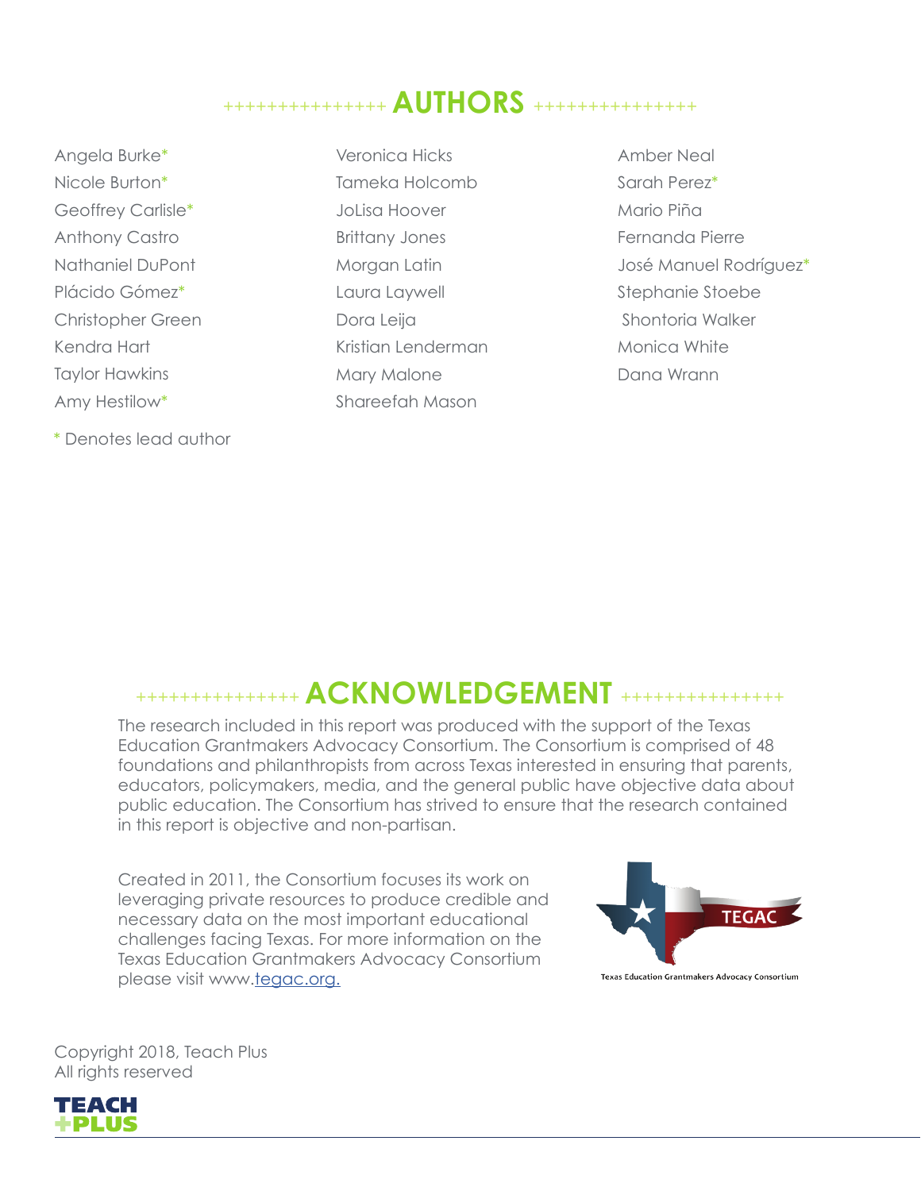## AUTHORS

Angela Burke*
Nicole Burton*
Geoffrey Carlisle*
Anthony Castro
Nathaniel DuPont
Plácido Gómez*
Christopher Green
Kendra Hart
Taylor Hawkins
Amy Hestilow*
Veronica Hicks
Tameka Holcomb
JoLisa Hoover
Brittany Jones
Morgan Latin
Laura Laywell
Dora Leija
Kristian Lenderman
Mary Malone
Shareefah Mason
Amber Neal
Sarah Perez*
Mario Piña
Fernanda Pierre
José Manuel Rodríguez*
Stephanie Stoebe
Shontoria Walker
Monica White
Dana Wrann

* Denotes lead author

## ACKNOWLEDGEMENT

The research included in this report was produced with the support of the Texas Education Grantmakers Advocacy Consortium. The Consortium is comprised of 48 foundations and philanthropists from across Texas interested in ensuring that parents, educators, policymakers, media, and the general public have objective data about public education. The Consortium has strived to ensure that the research contained in this report is objective and non-partisan.

Created in 2011, the Consortium focuses its work on leveraging private resources to produce credible and necessary data on the most important educational challenges facing Texas. For more information on the Texas Education Grantmakers Advocacy Consortium please visit www.tegac.org.

TEGAC
Texas Education Grantmakers Advocacy Consortium

Copyright 2018, Teach Plus
All rights reserved

TEACH +PLUS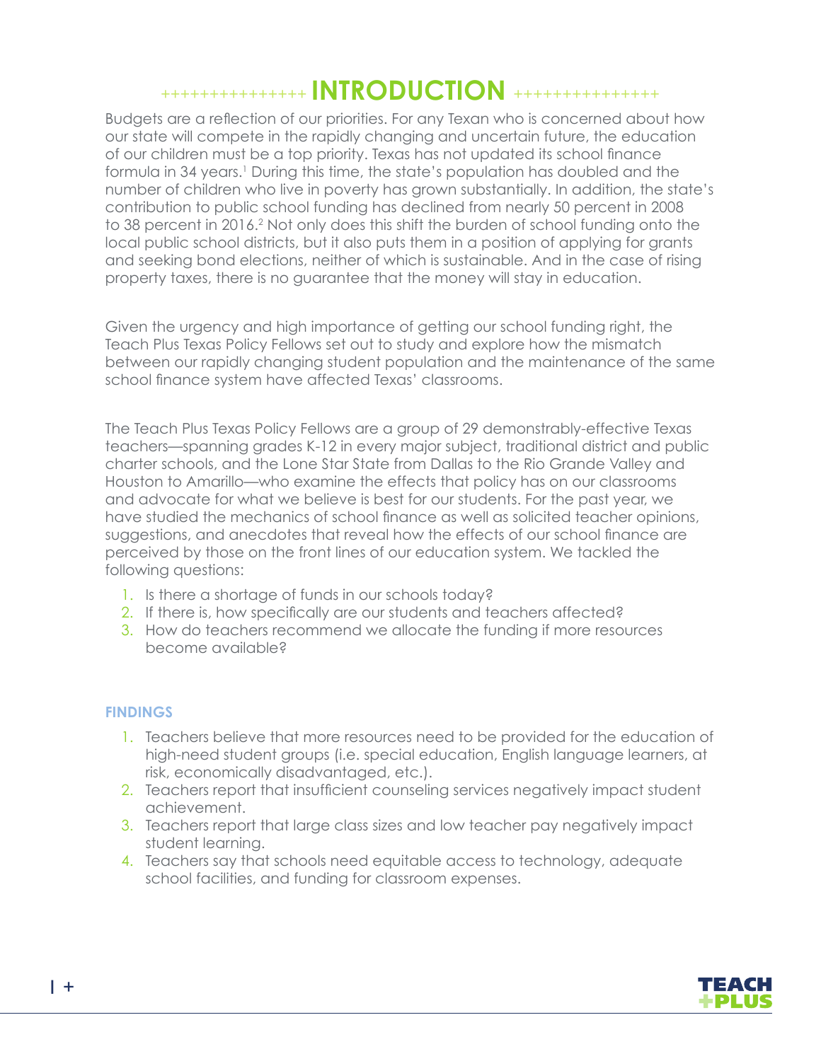# INTRODUCTION

Budgets are a reflection of our priorities. For any Texan who is concerned about how our state will compete in the rapidly changing and uncertain future, the education of our children must be a top priority. Texas has not updated its school finance formula in 34 years.[1] During this time, the state's population has doubled and the number of children who live in poverty has grown substantially. In addition, the state's contribution to public school funding has declined from nearly 50 percent in 2008 to 38 percent in 2016.[2] Not only does this shift the burden of school funding onto the local public school districts, but it also puts them in a position of applying for grants and seeking bond elections, neither of which is sustainable. And in the case of rising property taxes, there is no guarantee that the money will stay in education.

Given the urgency and high importance of getting our school funding right, the Teach Plus Texas Policy Fellows set out to study and explore how the mismatch between our rapidly changing student population and the maintenance of the same school finance system have affected Texas' classrooms.

The Teach Plus Texas Policy Fellows are a group of 29 demonstrably-effective Texas teachers—spanning grades K-12 in every major subject, traditional district and public charter schools, and the Lone Star State from Dallas to the Rio Grande Valley and Houston to Amarillo—who examine the effects that policy has on our classrooms and advocate for what we believe is best for our students. For the past year, we have studied the mechanics of school finance as well as solicited teacher opinions, suggestions, and anecdotes that reveal how the effects of our school finance are perceived by those on the front lines of our education system. We tackled the following questions:

1. Is there a shortage of funds in our schools today?
2. If there is, how specifically are our students and teachers affected?
3. How do teachers recommend we allocate the funding if more resources become available?

### FINDINGS

1. Teachers believe that more resources need to be provided for the education of high-need student groups (i.e. special education, English language learners, at risk, economically disadvantaged, etc.).
2. Teachers report that insufficient counseling services negatively impact student achievement.
3. Teachers report that large class sizes and low teacher pay negatively impact student learning.
4. Teachers say that schools need equitable access to technology, adequate school facilities, and funding for classroom expenses.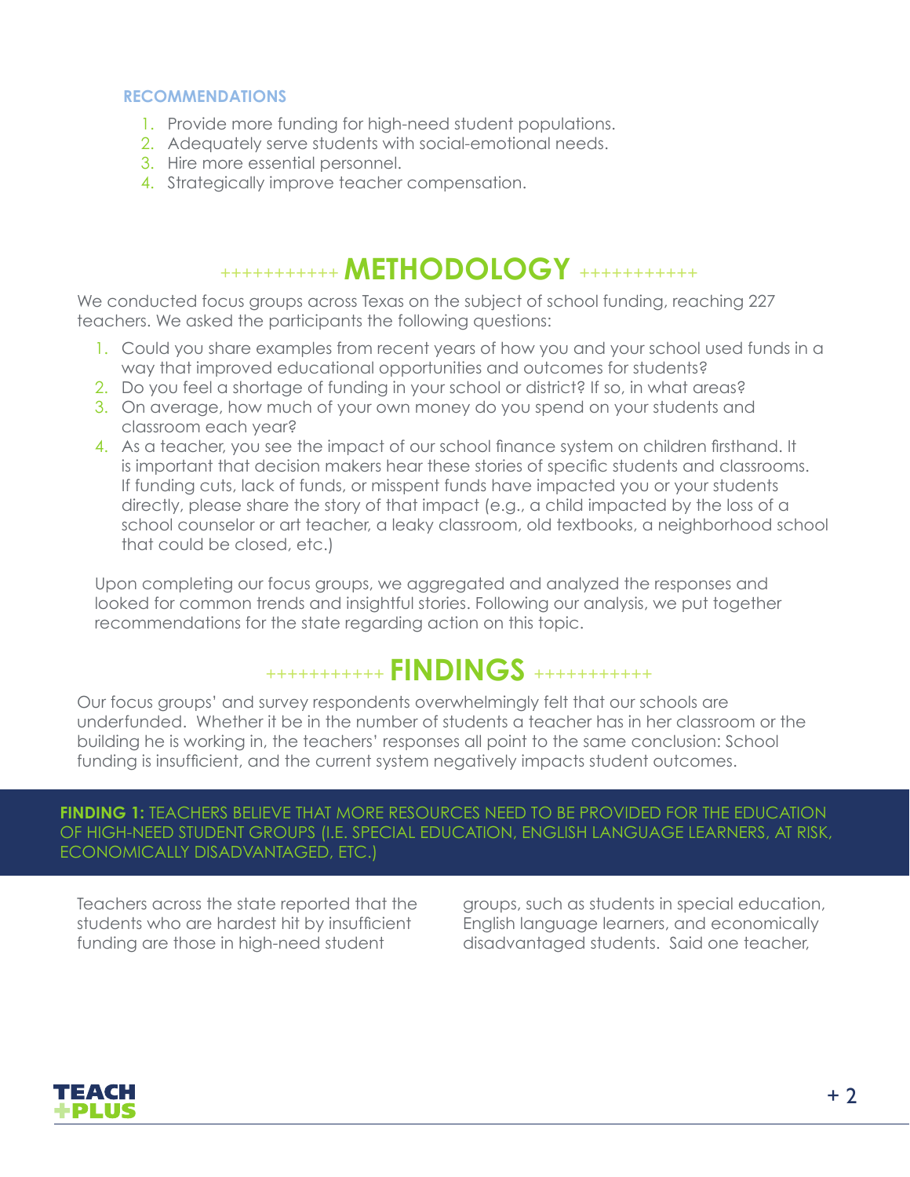### RECOMMENDATIONS

1. Provide more funding for high-need student populations.
2. Adequately serve students with social-emotional needs.
3. Hire more essential personnel.
4. Strategically improve teacher compensation.

## METHODOLOGY

We conducted focus groups across Texas on the subject of school funding, reaching 227 teachers. We asked the participants the following questions:

1. Could you share examples from recent years of how you and your school used funds in a way that improved educational opportunities and outcomes for students?
2. Do you feel a shortage of funding in your school or district? If so, in what areas?
3. On average, how much of your own money do you spend on your students and classroom each year?
4. As a teacher, you see the impact of our school finance system on children firsthand. It is important that decision makers hear these stories of specific students and classrooms. If funding cuts, lack of funds, or misspent funds have impacted you or your students directly, please share the story of that impact (e.g., a child impacted by the loss of a school counselor or art teacher, a leaky classroom, old textbooks, a neighborhood school that could be closed, etc.)

Upon completing our focus groups, we aggregated and analyzed the responses and looked for common trends and insightful stories. Following our analysis, we put together recommendations for the state regarding action on this topic.

## FINDINGS

Our focus groups' and survey respondents overwhelmingly felt that our schools are underfunded. Whether it be in the number of students a teacher has in her classroom or the building he is working in, the teachers' responses all point to the same conclusion: School funding is insufficient, and the current system negatively impacts student outcomes.

**FINDING 1:** TEACHERS BELIEVE THAT MORE RESOURCES NEED TO BE PROVIDED FOR THE EDUCATION OF HIGH-NEED STUDENT GROUPS (I.E. SPECIAL EDUCATION, ENGLISH LANGUAGE LEARNERS, AT RISK, ECONOMICALLY DISADVANTAGED, ETC.)

Teachers across the state reported that the students who are hardest hit by insufficient funding are those in high-need student groups, such as students in special education, English language learners, and economically disadvantaged students. Said one teacher,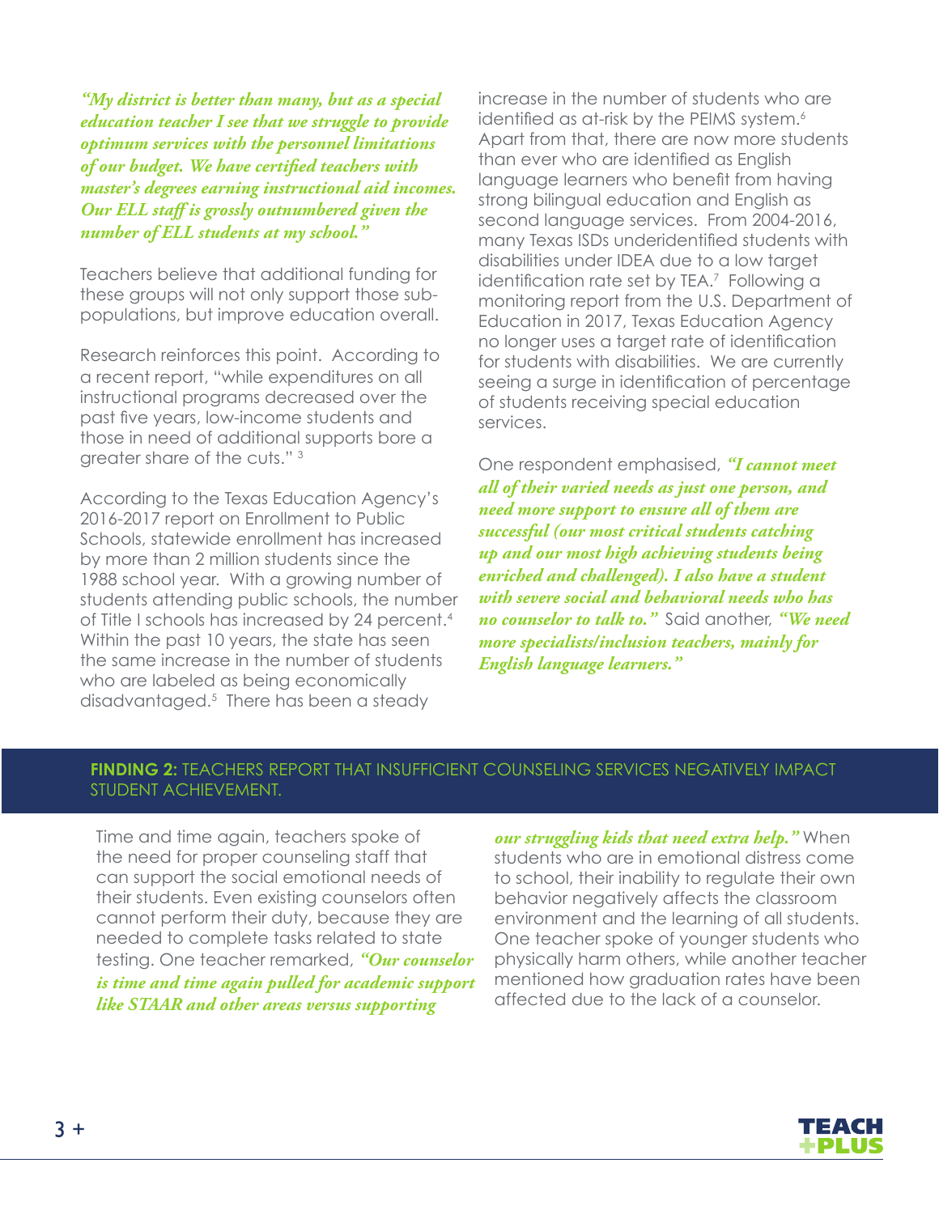*"My district is better than many, but as a special education teacher I see that we struggle to provide optimum services with the personnel limitations of our budget. We have certified teachers with master's degrees earning instructional aid incomes. Our ELL staff is grossly outnumbered given the number of ELL students at my school."*

Teachers believe that additional funding for these groups will not only support those sub-populations, but improve education overall.

Research reinforces this point. According to a recent report, "while expenditures on all instructional programs decreased over the past five years, low-income students and those in need of additional supports bore a greater share of the cuts." [3]

According to the Texas Education Agency's 2016-2017 report on Enrollment to Public Schools, statewide enrollment has increased by more than 2 million students since the 1988 school year. With a growing number of students attending public schools, the number of Title I schools has increased by 24 percent.[4] Within the past 10 years, the state has seen the same increase in the number of students who are labeled as being economically disadvantaged.[5] There has been a steady increase in the number of students who are identified as at-risk by the PEIMS system.[6] Apart from that, there are now more students than ever who are identified as English language learners who benefit from having strong bilingual education and English as second language services. From 2004-2016, many Texas ISDs underidentified students with disabilities under IDEA due to a low target identification rate set by TEA.[7] Following a monitoring report from the U.S. Department of Education in 2017, Texas Education Agency no longer uses a target rate of identification for students with disabilities. We are currently seeing a surge in identification of percentage of students receiving special education services.

One respondent emphasised, *"I cannot meet all of their varied needs as just one person, and need more support to ensure all of them are successful (our most critical students catching up and our most high achieving students being enriched and challenged). I also have a student with severe social and behavioral needs who has no counselor to talk to."* Said another, *"We need more specialists/inclusion teachers, mainly for English language learners."*

## **FINDING 2:** TEACHERS REPORT THAT INSUFFICIENT COUNSELING SERVICES NEGATIVELY IMPACT STUDENT ACHIEVEMENT.

Time and time again, teachers spoke of the need for proper counseling staff that can support the social emotional needs of their students. Even existing counselors often cannot perform their duty, because they are needed to complete tasks related to state testing. One teacher remarked, *"Our counselor is time and time again pulled for academic support like STAAR and other areas versus supporting our struggling kids that need extra help."* When students who are in emotional distress come to school, their inability to regulate their own behavior negatively affects the classroom environment and the learning of all students. One teacher spoke of younger students who physically harm others, while another teacher mentioned how graduation rates have been affected due to the lack of a counselor.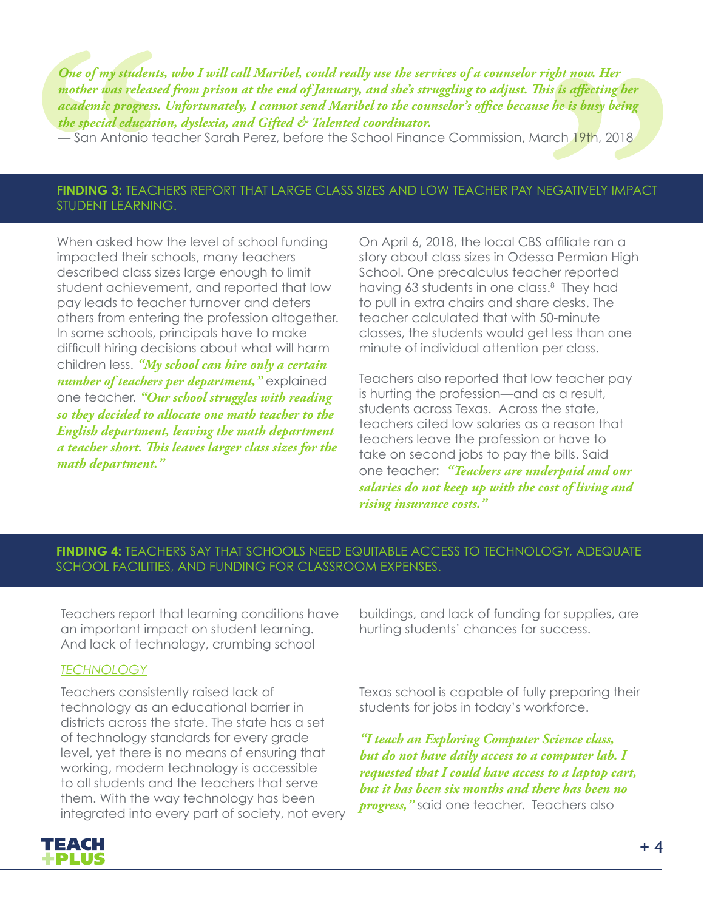*One of my students, who I will call Maribel, could really use the services of a counselor right now. Her mother was released from prison at the end of January, and she's struggling to adjust. This is affecting her academic progress. Unfortunately, I cannot send Maribel to the counselor's office because he is busy being the special education, dyslexia, and Gifted & Talented coordinator.*

— San Antonio teacher Sarah Perez, before the School Finance Commission, March 19th, 2018

## FINDING 3: TEACHERS REPORT THAT LARGE CLASS SIZES AND LOW TEACHER PAY NEGATIVELY IMPACT STUDENT LEARNING.

When asked how the level of school funding impacted their schools, many teachers described class sizes large enough to limit student achievement, and reported that low pay leads to teacher turnover and deters others from entering the profession altogether. In some schools, principals have to make difficult hiring decisions about what will harm children less. ***"My school can hire only a certain number of teachers per department,"*** explained one teacher. ***"Our school struggles with reading so they decided to allocate one math teacher to the English department, leaving the math department a teacher short. This leaves larger class sizes for the math department."***

On April 6, 2018, the local CBS affiliate ran a story about class sizes in Odessa Permian High School. One precalculus teacher reported having 63 students in one class.[8] They had to pull in extra chairs and share desks. The teacher calculated that with 50-minute classes, the students would get less than one minute of individual attention per class.

Teachers also reported that low teacher pay is hurting the profession—and as a result, students across Texas. Across the state, teachers cited low salaries as a reason that teachers leave the profession or have to take on second jobs to pay the bills. Said one teacher: ***"Teachers are underpaid and our salaries do not keep up with the cost of living and rising insurance costs."***

## FINDING 4: TEACHERS SAY THAT SCHOOLS NEED EQUITABLE ACCESS TO TECHNOLOGY, ADEQUATE SCHOOL FACILITIES, AND FUNDING FOR CLASSROOM EXPENSES.

Teachers report that learning conditions have an important impact on student learning. And lack of technology, crumbing school buildings, and lack of funding for supplies, are hurting students' chances for success.

### *TECHNOLOGY*

Teachers consistently raised lack of technology as an educational barrier in districts across the state. The state has a set of technology standards for every grade level, yet there is no means of ensuring that working, modern technology is accessible to all students and the teachers that serve them. With the way technology has been integrated into every part of society, not every Texas school is capable of fully preparing their students for jobs in today's workforce.

***"I teach an Exploring Computer Science class, but do not have daily access to a computer lab. I requested that I could have access to a laptop cart, but it has been six months and there has been no progress,"*** said one teacher. Teachers also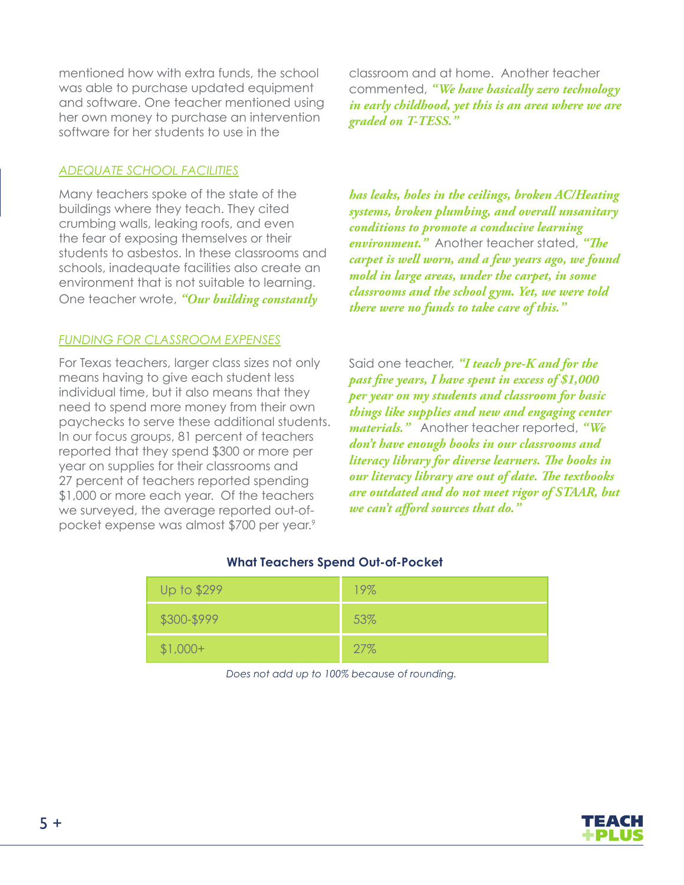mentioned how with extra funds, the school was able to purchase updated equipment and software. One teacher mentioned using her own money to purchase an intervention software for her students to use in the classroom and at home. Another teacher commented, ***"We have basically zero technology in early childhood, yet this is an area where we are graded on T-TESS."***

### *ADEQUATE SCHOOL FACILITIES*

Many teachers spoke of the state of the buildings where they teach. They cited crumbing walls, leaking roofs, and even the fear of exposing themselves or their students to asbestos. In these classrooms and schools, inadequate facilities also create an environment that is not suitable to learning. One teacher wrote, ***"Our building constantly has leaks, holes in the ceilings, broken AC/Heating systems, broken plumbing, and overall unsanitary conditions to promote a conducive learning environment."*** Another teacher stated, ***"The carpet is well worn, and a few years ago, we found mold in large areas, under the carpet, in some classrooms and the school gym. Yet, we were told there were no funds to take care of this."***

### *FUNDING FOR CLASSROOM EXPENSES*

For Texas teachers, larger class sizes not only means having to give each student less individual time, but it also means that they need to spend more money from their own paychecks to serve these additional students. In our focus groups, 81 percent of teachers reported that they spend $300 or more per year on supplies for their classrooms and 27 percent of teachers reported spending $1,000 or more each year. Of the teachers we surveyed, the average reported out-of-pocket expense was almost $700 per year.[9]

Said one teacher, ***"I teach pre-K and for the past five years, I have spent in excess of $1,000 per year on my students and classroom for basic things like supplies and new and engaging center materials."*** Another teacher reported, ***"We don't have enough books in our classrooms and literacy library for diverse learners. The books in our literacy library are out of date. The textbooks are outdated and do not meet rigor of STAAR, but we can't afford sources that do."***

**What Teachers Spend Out-of-Pocket**

| Amount | Percent |
|---|---|
| Up to $299 | 19% |
| $300-$999 | 53% |
| $1,000+ | 27% |

*Does not add up to 100% because of rounding.*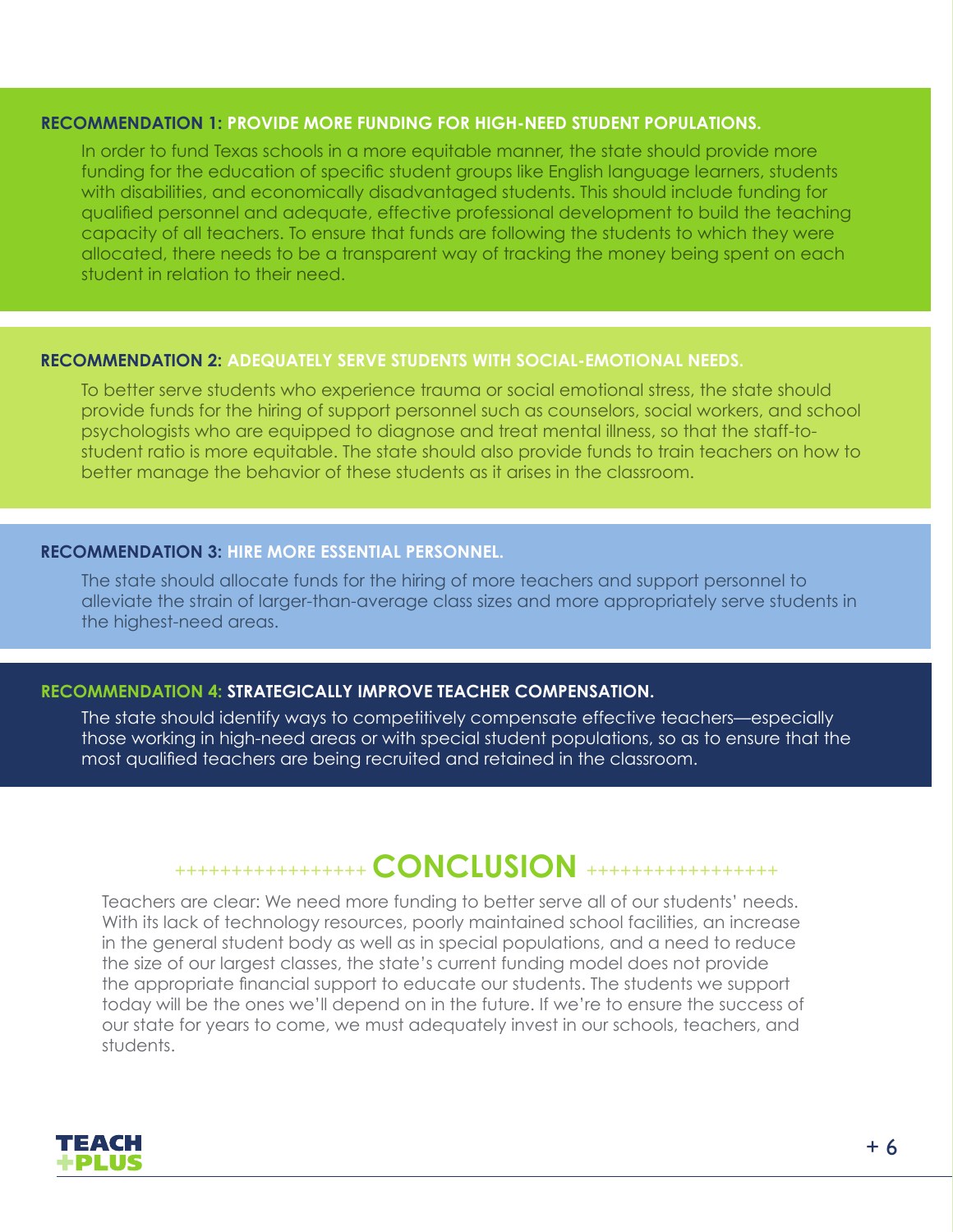**RECOMMENDATION 1: PROVIDE MORE FUNDING FOR HIGH-NEED STUDENT POPULATIONS.**

In order to fund Texas schools in a more equitable manner, the state should provide more funding for the education of specific student groups like English language learners, students with disabilities, and economically disadvantaged students. This should include funding for qualified personnel and adequate, effective professional development to build the teaching capacity of all teachers. To ensure that funds are following the students to which they were allocated, there needs to be a transparent way of tracking the money being spent on each student in relation to their need.

**RECOMMENDATION 2: ADEQUATELY SERVE STUDENTS WITH SOCIAL-EMOTIONAL NEEDS.**

To better serve students who experience trauma or social emotional stress, the state should provide funds for the hiring of support personnel such as counselors, social workers, and school psychologists who are equipped to diagnose and treat mental illness, so that the staff-to-student ratio is more equitable. The state should also provide funds to train teachers on how to better manage the behavior of these students as it arises in the classroom.

**RECOMMENDATION 3: HIRE MORE ESSENTIAL PERSONNEL.**

The state should allocate funds for the hiring of more teachers and support personnel to alleviate the strain of larger-than-average class sizes and more appropriately serve students in the highest-need areas.

**RECOMMENDATION 4: STRATEGICALLY IMPROVE TEACHER COMPENSATION.**

The state should identify ways to competitively compensate effective teachers—especially those working in high-need areas or with special student populations, so as to ensure that the most qualified teachers are being recruited and retained in the classroom.

## CONCLUSION

Teachers are clear: We need more funding to better serve all of our students' needs. With its lack of technology resources, poorly maintained school facilities, an increase in the general student body as well as in special populations, and a need to reduce the size of our largest classes, the state's current funding model does not provide the appropriate financial support to educate our students. The students we support today will be the ones we'll depend on in the future. If we're to ensure the success of our state for years to come, we must adequately invest in our schools, teachers, and students.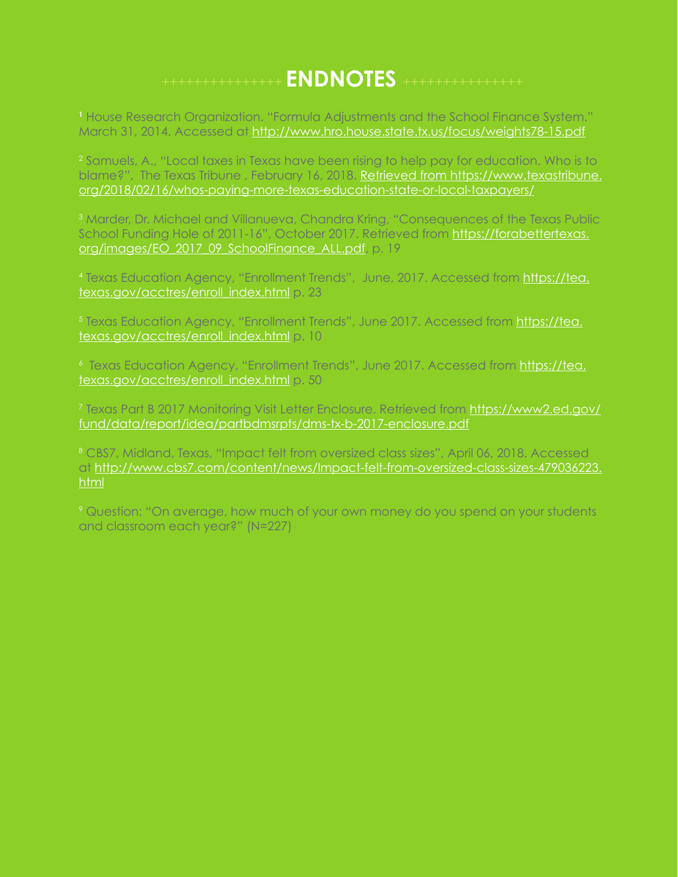# ENDNOTES

[1] House Research Organization. "Formula Adjustments and the School Finance System." March 31, 2014. Accessed at http://www.hro.house.state.tx.us/focus/weights78-15.pdf

[2] Samuels, A., "Local taxes in Texas have been rising to help pay for education. Who is to blame?", The Texas Tribune , February 16, 2018. Retrieved from https://www.texastribune.org/2018/02/16/whos-paying-more-texas-education-state-or-local-taxpayers/

[3] Marder, Dr. Michael and Villanueva, Chandra Kring, "Consequences of the Texas Public School Funding Hole of 2011-16", October 2017. Retrieved from https://forabettertexas.org/images/EO_2017_09_SchoolFinance_ALL.pdf, p. 19

[4] Texas Education Agency, "Enrollment Trends", June, 2017. Accessed from https://tea.texas.gov/acctres/enroll_index.html p. 23

[5] Texas Education Agency, "Enrollment Trends", June 2017. Accessed from https://tea.texas.gov/acctres/enroll_index.html p. 10

[6] Texas Education Agency, "Enrollment Trends", June 2017. Accessed from https://tea.texas.gov/acctres/enroll_index.html p. 50

[7] Texas Part B 2017 Monitoring Visit Letter Enclosure. Retrieved from https://www2.ed.gov/fund/data/report/idea/partbdmsrpts/dms-tx-b-2017-enclosure.pdf

[8] CBS7, Midland, Texas, "Impact felt from oversized class sizes", April 06, 2018. Accessed at http://www.cbs7.com/content/news/Impact-felt-from-oversized-class-sizes-479036223.html

[9] Question: "On average, how much of your own money do you spend on your students and classroom each year?" (N=227)